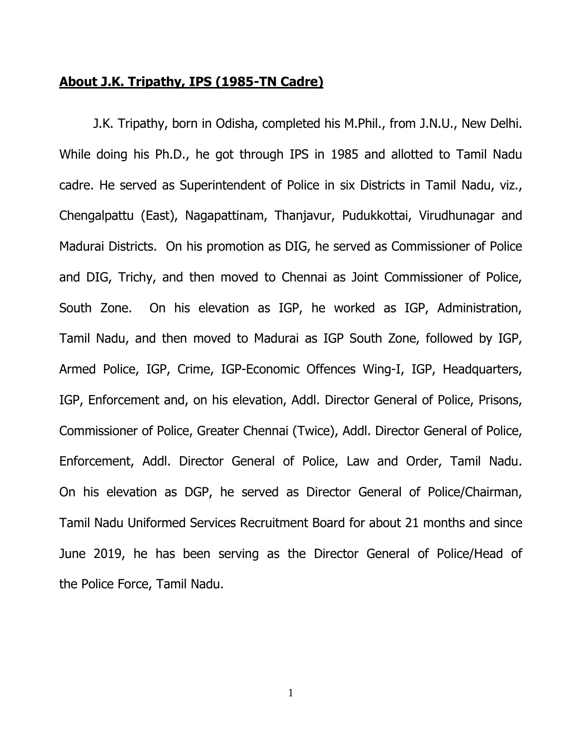## **About J.K. Tripathy, IPS (1985-TN Cadre)**

J.K. Tripathy, born in Odisha, completed his M.Phil., from J.N.U., New Delhi. While doing his Ph.D., he got through IPS in 1985 and allotted to Tamil Nadu cadre. He served as Superintendent of Police in six Districts in Tamil Nadu, viz., Chengalpattu (East), Nagapattinam, Thanjavur, Pudukkottai, Virudhunagar and Madurai Districts. On his promotion as DIG, he served as Commissioner of Police and DIG, Trichy, and then moved to Chennai as Joint Commissioner of Police, South Zone. On his elevation as IGP, he worked as IGP, Administration, Tamil Nadu, and then moved to Madurai as IGP South Zone, followed by IGP, Armed Police, IGP, Crime, IGP-Economic Offences Wing-I, IGP, Headquarters, IGP, Enforcement and, on his elevation, Addl. Director General of Police, Prisons, Commissioner of Police, Greater Chennai (Twice), Addl. Director General of Police, Enforcement, Addl. Director General of Police, Law and Order, Tamil Nadu. On his elevation as DGP, he served as Director General of Police/Chairman, Tamil Nadu Uniformed Services Recruitment Board for about 21 months and since June 2019, he has been serving as the Director General of Police/Head of the Police Force, Tamil Nadu.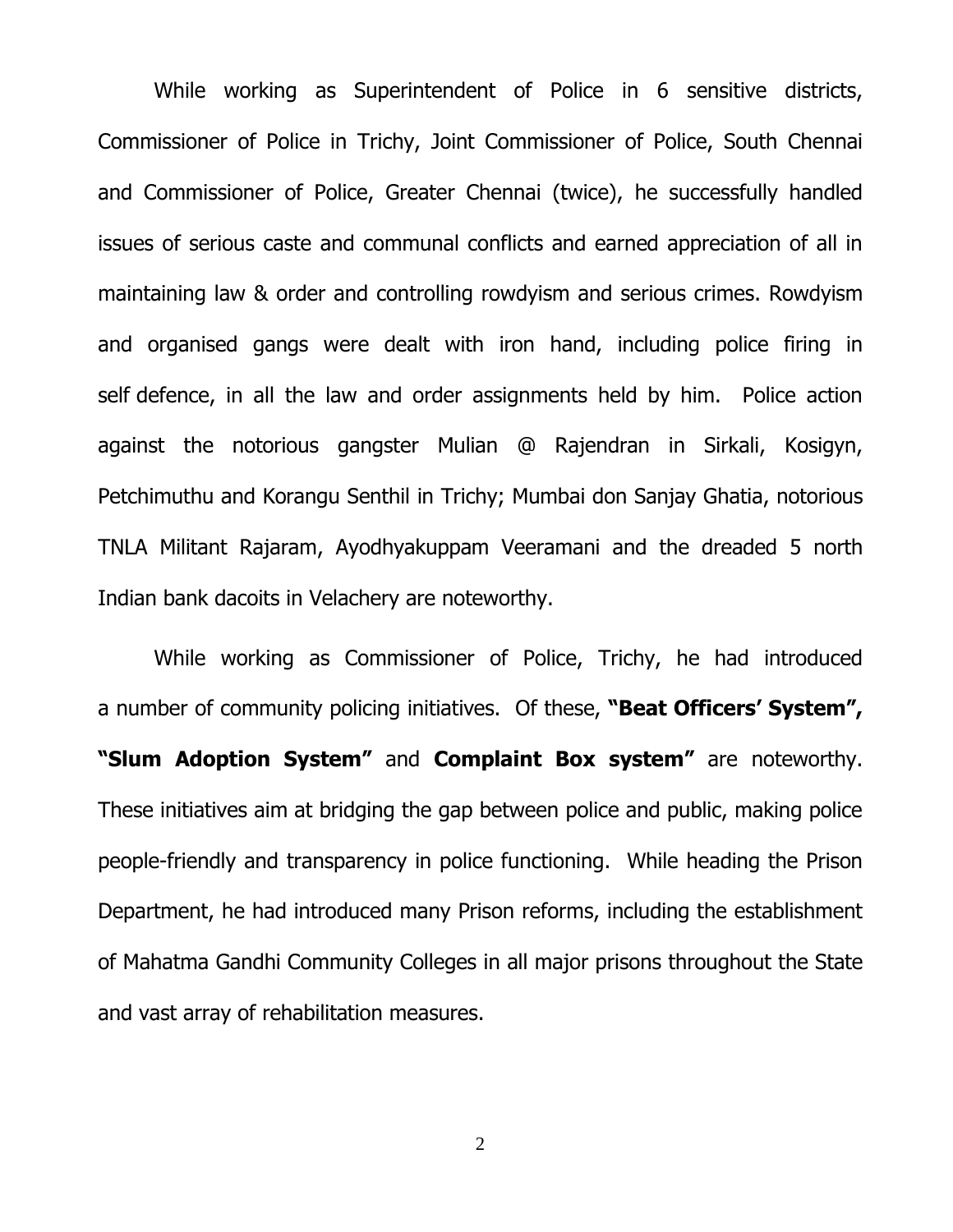While working as Superintendent of Police in 6 sensitive districts, Commissioner of Police in Trichy, Joint Commissioner of Police, South Chennai and Commissioner of Police, Greater Chennai (twice), he successfully handled issues of serious caste and communal conflicts and earned appreciation of all in maintaining law & order and controlling rowdyism and serious crimes. Rowdyism and organised gangs were dealt with iron hand, including police firing in self defence, in all the law and order assignments held by him. Police action against the notorious gangster Mulian @ Rajendran in Sirkali, Kosigyn, Petchimuthu and Korangu Senthil in Trichy; Mumbai don Sanjay Ghatia, notorious TNLA Militant Rajaram, Ayodhyakuppam Veeramani and the dreaded 5 north Indian bank dacoits in Velachery are noteworthy.

While working as Commissioner of Police, Trichy, he had introduced a number of community policing initiatives. Of these, **"Beat Officers' System", "Slum Adoption System"** and **Complaint Box system"** are noteworthy. These initiatives aim at bridging the gap between police and public, making police people-friendly and transparency in police functioning. While heading the Prison Department, he had introduced many Prison reforms, including the establishment of Mahatma Gandhi Community Colleges in all major prisons throughout the State and vast array of rehabilitation measures.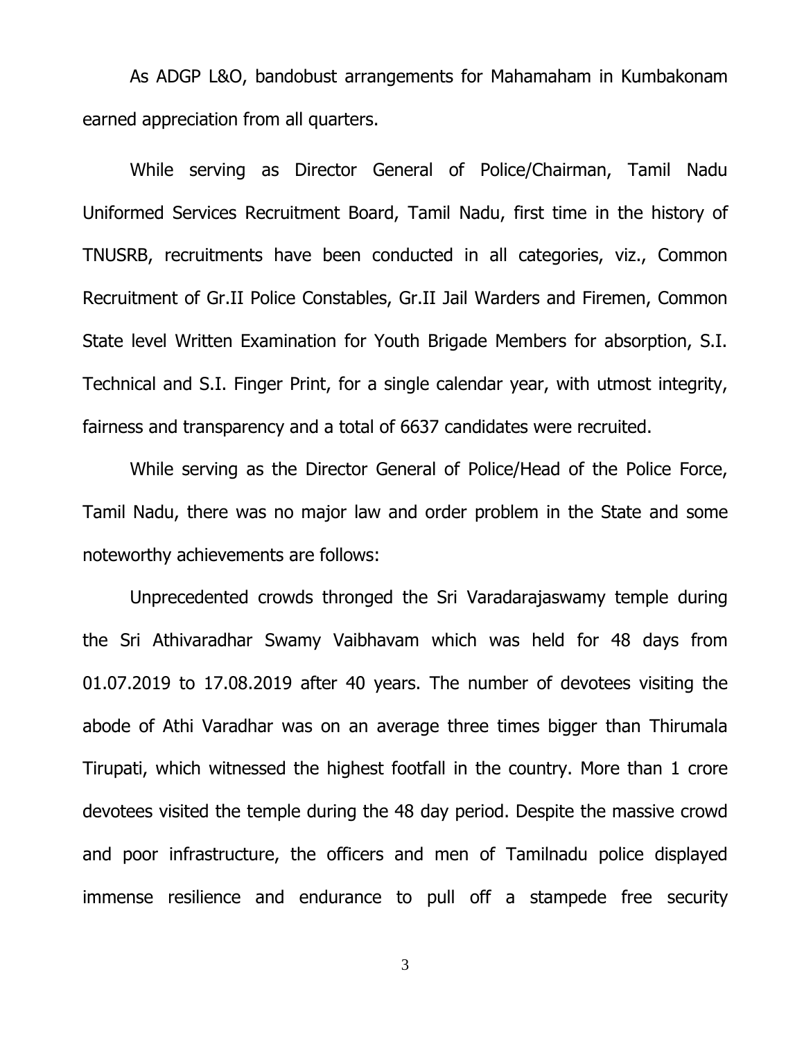As ADGP L&O, bandobust arrangements for Mahamaham in Kumbakonam earned appreciation from all quarters.

While serving as Director General of Police/Chairman, Tamil Nadu Uniformed Services Recruitment Board, Tamil Nadu, first time in the history of TNUSRB, recruitments have been conducted in all categories, viz., Common Recruitment of Gr.II Police Constables, Gr.II Jail Warders and Firemen, Common State level Written Examination for Youth Brigade Members for absorption, S.I. Technical and S.I. Finger Print, for a single calendar year, with utmost integrity, fairness and transparency and a total of 6637 candidates were recruited.

While serving as the Director General of Police/Head of the Police Force, Tamil Nadu, there was no major law and order problem in the State and some noteworthy achievements are follows:

Unprecedented crowds thronged the Sri Varadarajaswamy temple during the Sri Athivaradhar Swamy Vaibhavam which was held for 48 days from 01.07.2019 to 17.08.2019 after 40 years. The number of devotees visiting the abode of Athi Varadhar was on an average three times bigger than Thirumala Tirupati, which witnessed the highest footfall in the country. More than 1 crore devotees visited the temple during the 48 day period. Despite the massive crowd and poor infrastructure, the officers and men of Tamilnadu police displayed immense resilience and endurance to pull off a stampede free security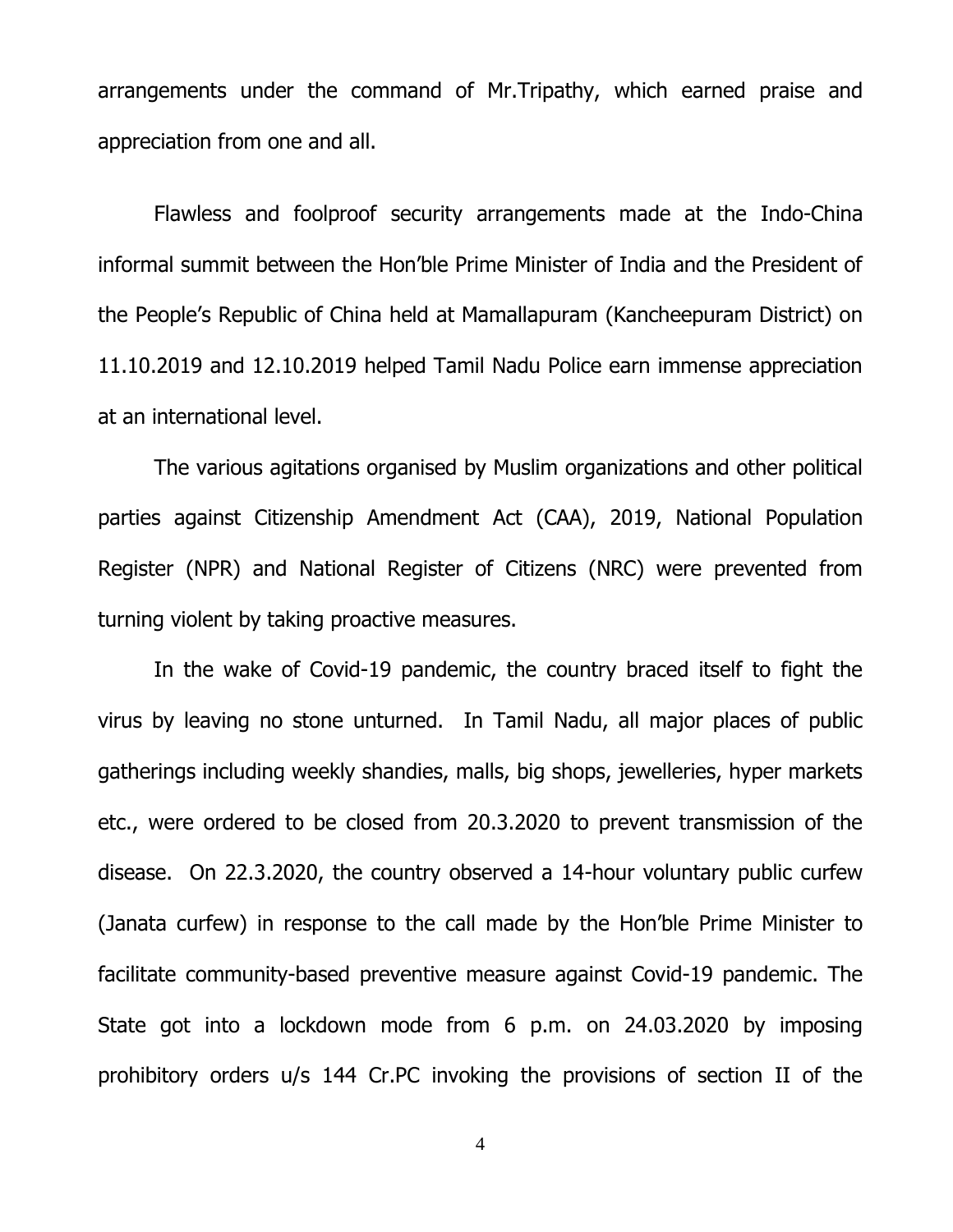arrangements under the command of Mr.Tripathy, which earned praise and appreciation from one and all.

Flawless and foolproof security arrangements made at the Indo-China informal summit between the Hon'ble Prime Minister of India and the President of the People's Republic of China held at Mamallapuram (Kancheepuram District) on 11.10.2019 and 12.10.2019 helped Tamil Nadu Police earn immense appreciation at an international level.

The various agitations organised by Muslim organizations and other political parties against Citizenship Amendment Act (CAA), 2019, National Population Register (NPR) and National Register of Citizens (NRC) were prevented from turning violent by taking proactive measures.

In the wake of Covid-19 pandemic, the country braced itself to fight the virus by leaving no stone unturned. In Tamil Nadu, all major places of public gatherings including weekly shandies, malls, big shops, jewelleries, hyper markets etc., were ordered to be closed from 20.3.2020 to prevent transmission of the disease. On 22.3.2020, the country observed a 14-hour voluntary public curfew (Janata curfew) in response to the call made by the Hon'ble Prime Minister to facilitate community-based preventive measure against Covid-19 pandemic. The State got into a lockdown mode from 6 p.m. on 24.03.2020 by imposing prohibitory orders u/s 144 Cr.PC invoking the provisions of section II of the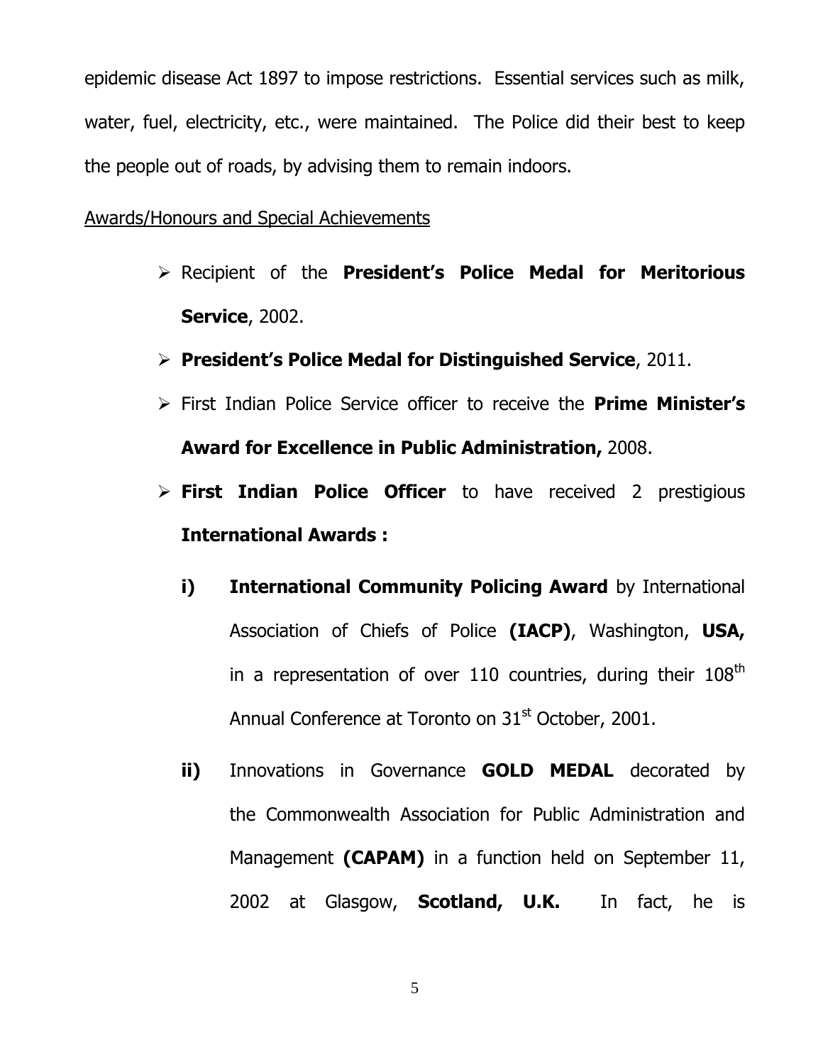epidemic disease Act 1897 to impose restrictions. Essential services such as milk, water, fuel, electricity, etc., were maintained. The Police did their best to keep the people out of roads, by advising them to remain indoors.

Awards/Honours and Special Achievements

- Recipient of the **President's Police Medal for Meritorious Service**, 2002.
- **President's Police Medal for Distinguished Service**, 2011.
- First Indian Police Service officer to receive the **Prime Minister's Award for Excellence in Public Administration,** 2008.
- **First Indian Police Officer** to have received 2 prestigious **International Awards :**

  **i)** **International Community Policing Award** by International Association of Chiefs of Police **(IACP)**, Washington, **USA,** in a representation of over 110 countries, during their 108th Annual Conference at Toronto on 31st October, 2001.

  **ii)** Innovations in Governance **GOLD MEDAL** decorated by the Commonwealth Association for Public Administration and Management **(CAPAM)** in a function held on September 11, 2002 at Glasgow, **Scotland, U.K.** In fact, he is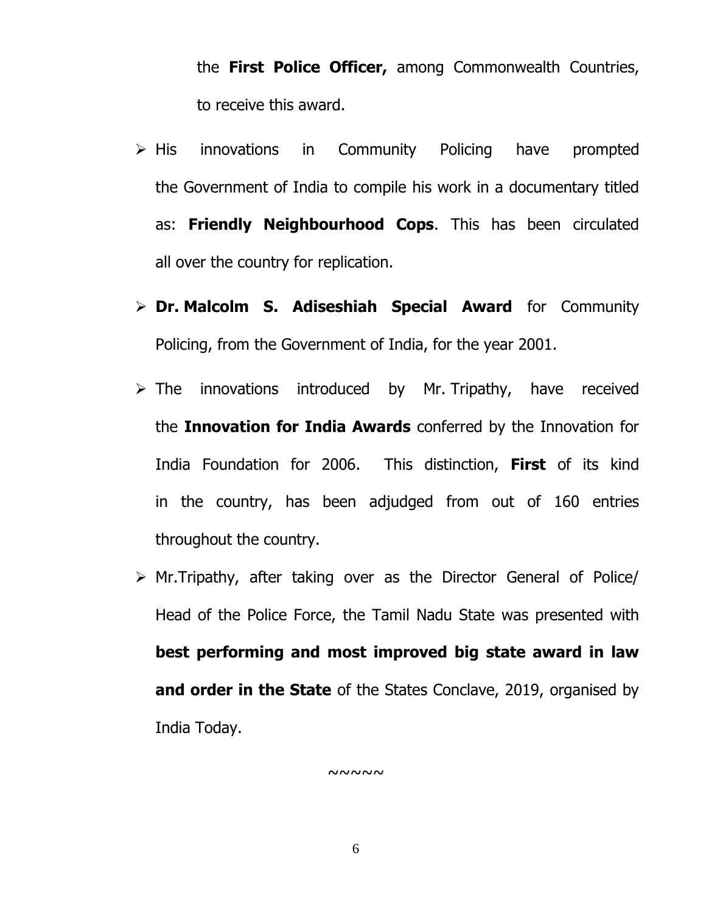the **First Police Officer,** among Commonwealth Countries, to receive this award.

- His innovations in Community Policing have prompted the Government of India to compile his work in a documentary titled as: **Friendly Neighbourhood Cops**. This has been circulated all over the country for replication.
- **Dr. Malcolm S. Adiseshiah Special Award** for Community Policing, from the Government of India, for the year 2001.
- The innovations introduced by Mr. Tripathy, have received the **Innovation for India Awards** conferred by the Innovation for India Foundation for 2006. This distinction, **First** of its kind in the country, has been adjudged from out of 160 entries throughout the country.
- Mr.Tripathy, after taking over as the Director General of Police/ Head of the Police Force, the Tamil Nadu State was presented with **best performing and most improved big state award in law and order in the State** of the States Conclave, 2019, organised by India Today.

~~~~~